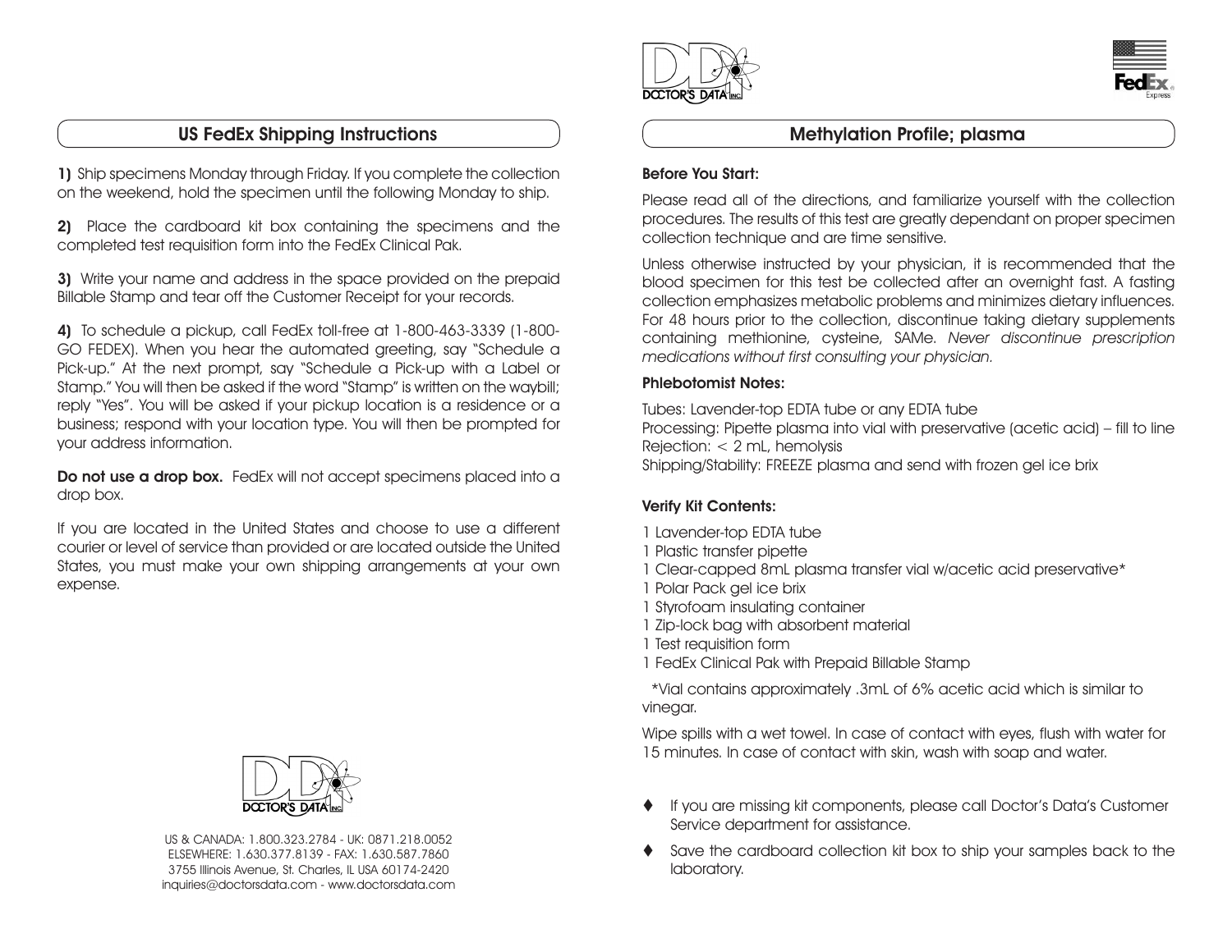## US FedEx Shipping Instructions

**1)** Ship specimens Monday through Friday. If you complete the collection on the weekend, hold the specimen until the following Monday to ship.

**2)** Place the cardboard kit box containing the specimens and the completed test requisition form into the FedEx Clinical Pak.

**3)** Write your name and address in the space provided on the prepaid Billable Stamp and tear off the Customer Receipt for your records.

**4)** To schedule a pickup, call FedEx toll-free at 1-800-463-3339 (1-800-GO FEDEX). When you hear the automated greeting, say "Schedule a Pick-up." At the next prompt, say "Schedule a Pick-up with a Label or Stamp." You will then be asked if the word "Stamp" is written on the waybill; reply "Yes". You will be asked if your pickup location is a residence or a business; respond with your location type. You will then be prompted for your address information.

**Do not use a drop box.** FedEx will not accept specimens placed into a drop box.

If you are located in the United States and choose to use a different courier or level of service than provided or are located outside the United States, you must make your own shipping arrangements at your own expense.

DOCTOR'S DATA INC

US & CANADA: 1.800.323.2784 - UK: 0871.218.0052
ELSEWHERE: 1.630.377.8139 - FAX: 1.630.587.7860
3755 Illinois Avenue, St. Charles, IL USA 60174-2420
inquiries@doctorsdata.com - www.doctorsdata.com

DOCTOR'S DATA INC

FedEx Express

## Methylation Profile; plasma

**Before You Start:**

Please read all of the directions, and familiarize yourself with the collection procedures. The results of this test are greatly dependant on proper specimen collection technique and are time sensitive.

Unless otherwise instructed by your physician, it is recommended that the blood specimen for this test be collected after an overnight fast. A fasting collection emphasizes metabolic problems and minimizes dietary influences. For 48 hours prior to the collection, discontinue taking dietary supplements containing methionine, cysteine, SAMe. *Never discontinue prescription medications without first consulting your physician.*

**Phlebotomist Notes:**

Tubes: Lavender-top EDTA tube or any EDTA tube
Processing: Pipette plasma into vial with preservative (acetic acid) – fill to line
Rejection: < 2 mL, hemolysis
Shipping/Stability: FREEZE plasma and send with frozen gel ice brix

**Verify Kit Contents:**

1 Lavender-top EDTA tube
1 Plastic transfer pipette
1 Clear-capped 8mL plasma transfer vial w/acetic acid preservative*
1 Polar Pack gel ice brix
1 Styrofoam insulating container
1 Zip-lock bag with absorbent material
1 Test requisition form
1 FedEx Clinical Pak with Prepaid Billable Stamp

*Vial contains approximately .3mL of 6% acetic acid which is similar to vinegar.

Wipe spills with a wet towel. In case of contact with eyes, flush with water for 15 minutes. In case of contact with skin, wash with soap and water.

- If you are missing kit components, please call Doctor's Data's Customer Service department for assistance.
- Save the cardboard collection kit box to ship your samples back to the laboratory.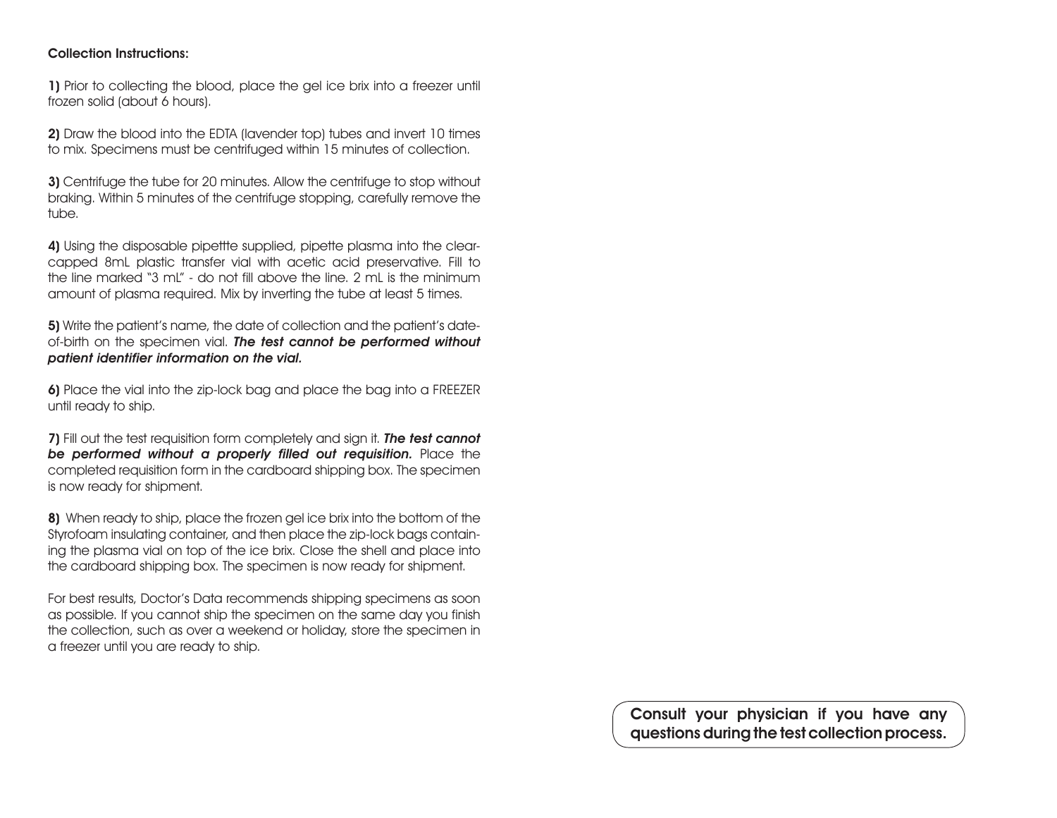**Collection Instructions:**

**1)** Prior to collecting the blood, place the gel ice brix into a freezer until frozen solid (about 6 hours).

**2)** Draw the blood into the EDTA (lavender top) tubes and invert 10 times to mix. Specimens must be centrifuged within 15 minutes of collection.

**3)** Centrifuge the tube for 20 minutes. Allow the centrifuge to stop without braking. Within 5 minutes of the centrifuge stopping, carefully remove the tube.

**4)** Using the disposable pipettte supplied, pipette plasma into the clear-capped 8mL plastic transfer vial with acetic acid preservative. Fill to the line marked "3 mL" - do not fill above the line. 2 mL is the minimum amount of plasma required. Mix by inverting the tube at least 5 times.

**5)** Write the patient's name, the date of collection and the patient's date-of-birth on the specimen vial. ***The test cannot be performed without patient identifier information on the vial.***

**6)** Place the vial into the zip-lock bag and place the bag into a FREEZER until ready to ship.

**7)** Fill out the test requisition form completely and sign it. ***The test cannot be performed without a properly filled out requisition.*** Place the completed requisition form in the cardboard shipping box. The specimen is now ready for shipment.

**8)** When ready to ship, place the frozen gel ice brix into the bottom of the Styrofoam insulating container, and then place the zip-lock bags containing the plasma vial on top of the ice brix. Close the shell and place into the cardboard shipping box. The specimen is now ready for shipment.

For best results, Doctor's Data recommends shipping specimens as soon as possible. If you cannot ship the specimen on the same day you finish the collection, such as over a weekend or holiday, store the specimen in a freezer until you are ready to ship.

**Consult your physician if you have any questions during the test collection process.**